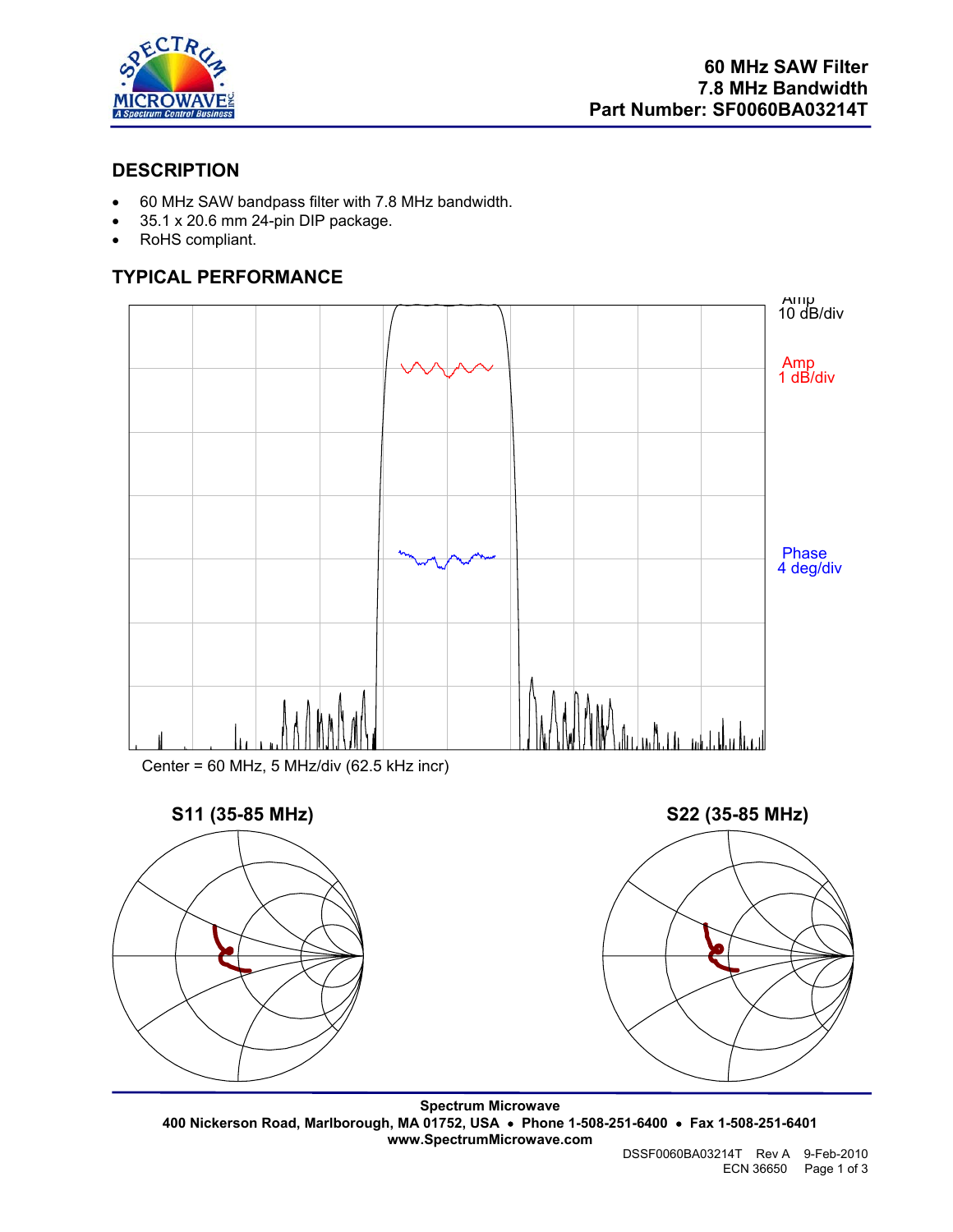# 60 MHz SAW Filter
# 7.8 MHz Bandwidth
# Part Number: SF0060BA03214T

## DESCRIPTION

- 60 MHz SAW bandpass filter with 7.8 MHz bandwidth.
- 35.1 x 20.6 mm 24-pin DIP package.
- RoHS compliant.

## TYPICAL PERFORMANCE

Amp 10 dB/div

Amp 1 dB/div

Phase 4 deg/div

Center = 60 MHz, 5 MHz/div (62.5 kHz incr)

**S11 (35-85 MHz)**

**S22 (35-85 MHz)**

**Spectrum Microwave**
**400 Nickerson Road, Marlborough, MA 01752, USA • Phone 1-508-251-6400 • Fax 1-508-251-6401**
**www.SpectrumMicrowave.com**

DSSF0060BA03214T Rev A 9-Feb-2010
ECN 36650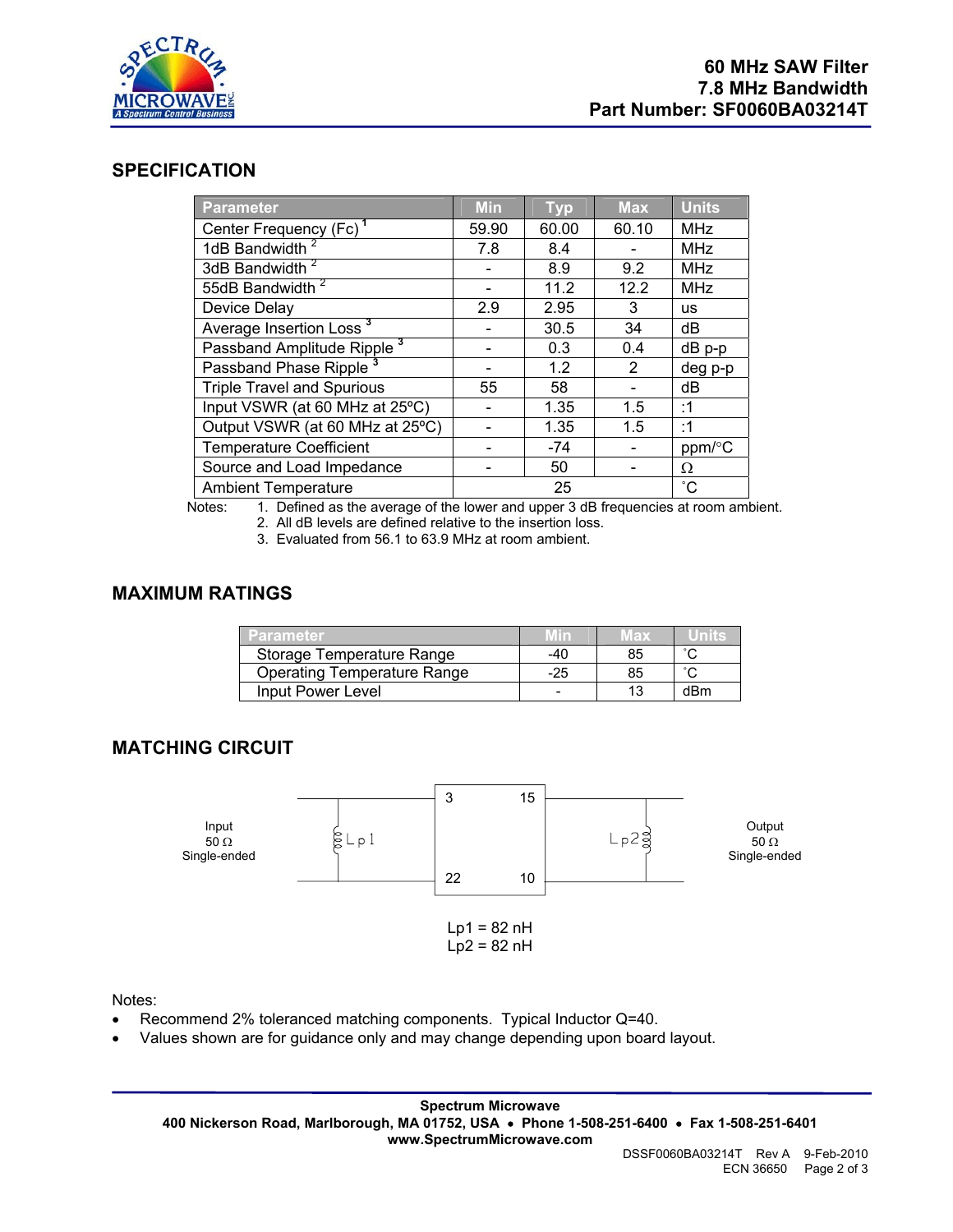**60 MHz SAW Filter**
**7.8 MHz Bandwidth**
**Part Number: SF0060BA03214T**

## SPECIFICATION

| Parameter | Min | Typ | Max | Units |
|---|---|---|---|---|
| Center Frequency (Fc) [1] | 59.90 | 60.00 | 60.10 | MHz |
| 1dB Bandwidth [2] | 7.8 | 8.4 | - | MHz |
| 3dB Bandwidth [2] | - | 8.9 | 9.2 | MHz |
| 55dB Bandwidth [2] | - | 11.2 | 12.2 | MHz |
| Device Delay | 2.9 | 2.95 | 3 | us |
| Average Insertion Loss [3] | - | 30.5 | 34 | dB |
| Passband Amplitude Ripple [3] | - | 0.3 | 0.4 | dB p-p |
| Passband Phase Ripple [3] | - | 1.2 | 2 | deg p-p |
| Triple Travel and Spurious | 55 | 58 | - | dB |
| Input VSWR (at 60 MHz at 25ºC) | - | 1.35 | 1.5 | :1 |
| Output VSWR (at 60 MHz at 25ºC) | - | 1.35 | 1.5 | :1 |
| Temperature Coefficient | - | -74 | - | ppm/°C |
| Source and Load Impedance | - | 50 | - | Ω |
| Ambient Temperature | | 25 | | ˚C |

Notes:
1. Defined as the average of the lower and upper 3 dB frequencies at room ambient.
2. All dB levels are defined relative to the insertion loss.
3. Evaluated from 56.1 to 63.9 MHz at room ambient.

## MAXIMUM RATINGS

| Parameter | Min | Max | Units |
|---|---|---|---|
| Storage Temperature Range | -40 | 85 | ˚C |
| Operating Temperature Range | -25 | 85 | ˚C |
| Input Power Level | - | 13 | dBm |

## MATCHING CIRCUIT

Input 50 Ω Single-ended — Lp1 — pins 3, 22 / 15, 10 — Lp2 — Output 50 Ω Single-ended

Lp1 = 82 nH
Lp2 = 82 nH

Notes:
- Recommend 2% toleranced matching components. Typical Inductor Q=40.
- Values shown are for guidance only and may change depending upon board layout.

**Spectrum Microwave**
**400 Nickerson Road, Marlborough, MA 01752, USA • Phone 1-508-251-6400 • Fax 1-508-251-6401**
**www.SpectrumMicrowave.com**

DSSF0060BA03214T Rev A 9-Feb-2010
ECN 36650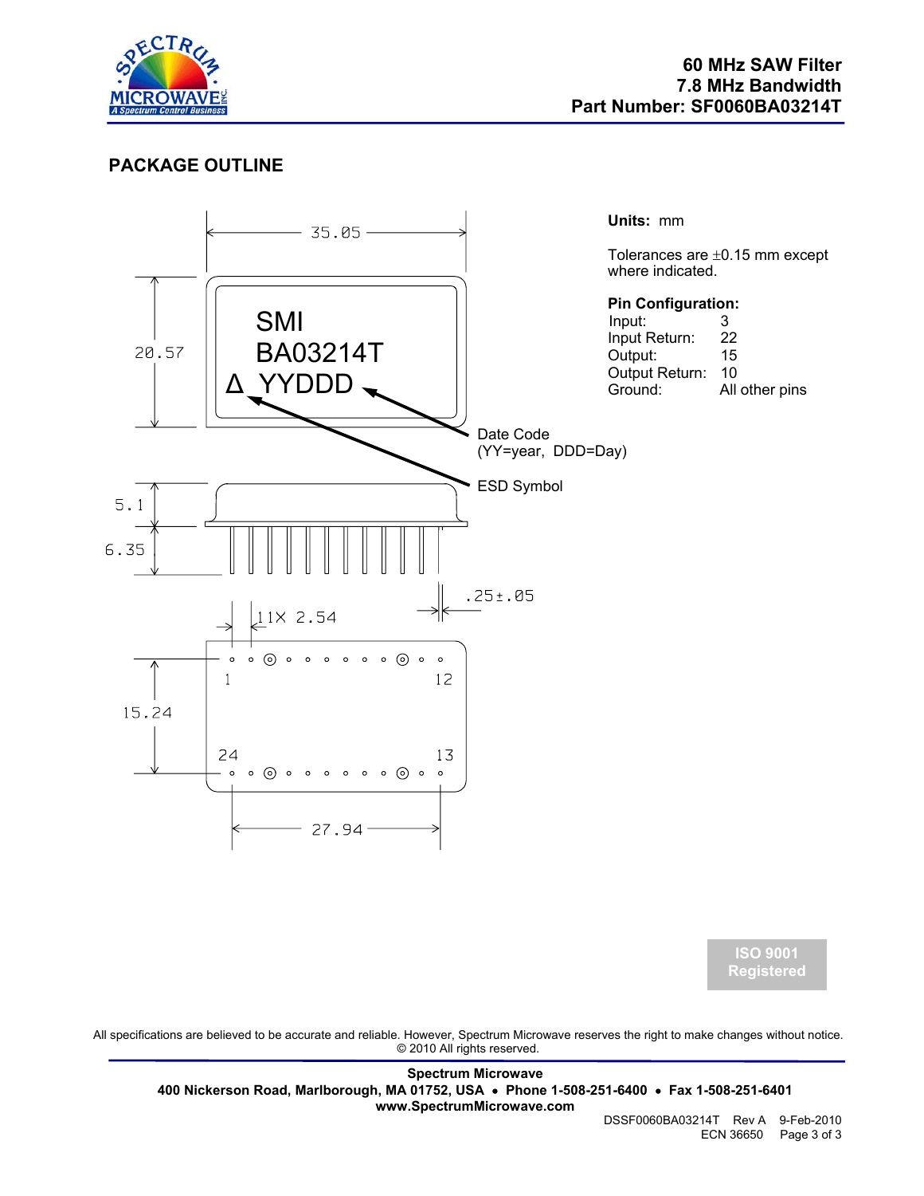60 MHz SAW Filter
7.8 MHz Bandwidth
Part Number: SF0060BA03214T

## PACKAGE OUTLINE

35.05

20.57

SMI
BA03214T
Δ YYDDD

Date Code
(YY=year, DDD=Day)

ESD Symbol

5.1

6.35

.25±.05

11X 2.54

15.24

1 12

24 13

27.94

**Units:** mm

Tolerances are ±0.15 mm except where indicated.

**Pin Configuration:**

| | |
|---|---|
| Input: | 3 |
| Input Return: | 22 |
| Output: | 15 |
| Output Return: | 10 |
| Ground: | All other pins |

ISO 9001
Registered

All specifications are believed to be accurate and reliable. However, Spectrum Microwave reserves the right to make changes without notice.
© 2010 All rights reserved.

**Spectrum Microwave**
**400 Nickerson Road, Marlborough, MA 01752, USA • Phone 1-508-251-6400 • Fax 1-508-251-6401**
**www.SpectrumMicrowave.com**

DSSF0060BA03214T Rev A 9-Feb-2010
ECN 36650